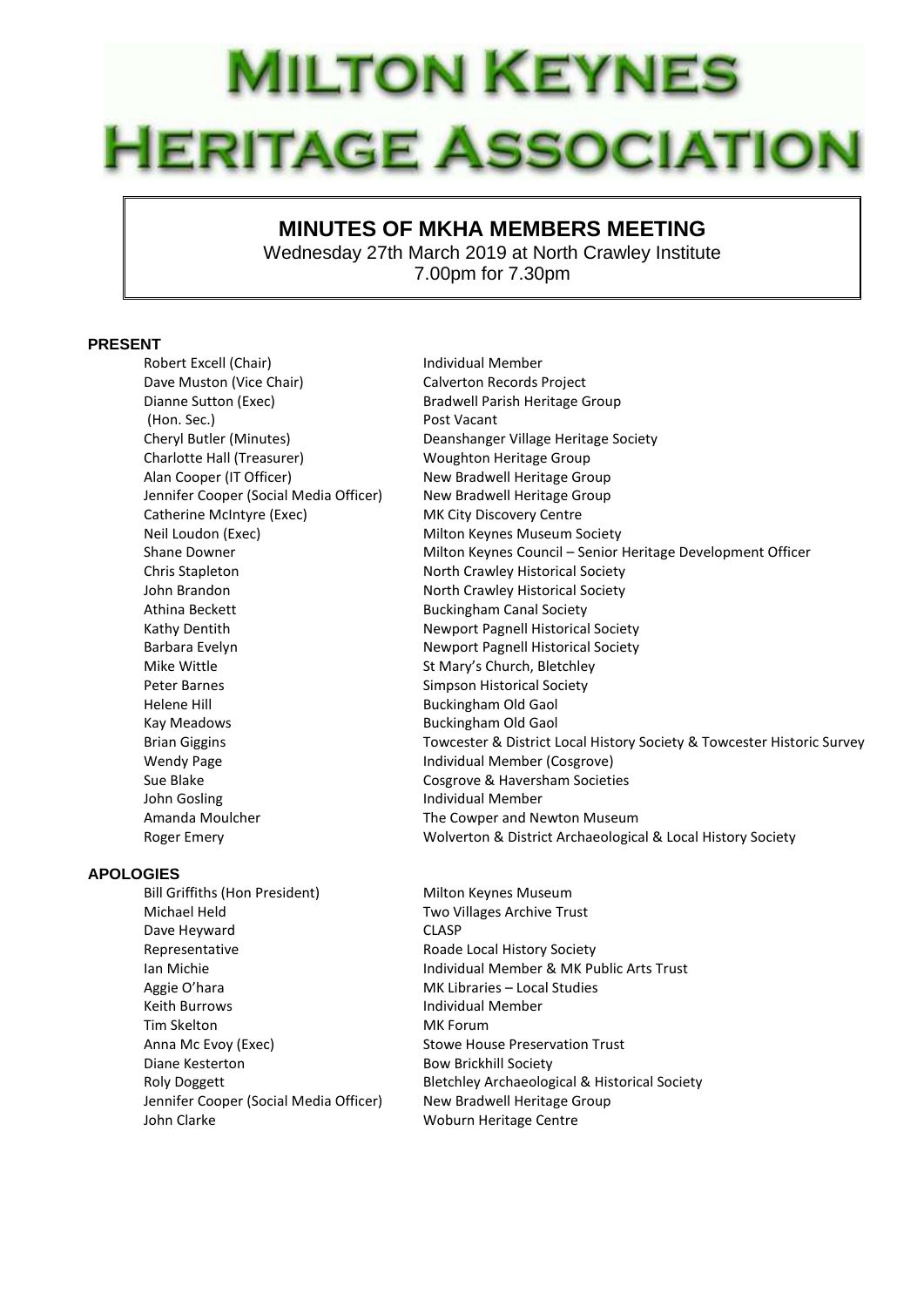# MILTON KEYNES HERITAGE ASSOCIATION

## MINUTES OF MKHA MEMBERS MEETING

Wednesday 27th March 2019 at North Crawley Institute
7.00pm for 7.30pm

### PRESENT

| | |
|---|---|
| Robert Excell (Chair) | Individual Member |
| Dave Muston (Vice Chair) | Calverton Records Project |
| Dianne Sutton (Exec) | Bradwell Parish Heritage Group |
| (Hon. Sec.) | Post Vacant |
| Cheryl Butler (Minutes) | Deanshanger Village Heritage Society |
| Charlotte Hall (Treasurer) | Woughton Heritage Group |
| Alan Cooper (IT Officer) | New Bradwell Heritage Group |
| Jennifer Cooper (Social Media Officer) | New Bradwell Heritage Group |
| Catherine McIntyre (Exec) | MK City Discovery Centre |
| Neil Loudon (Exec) | Milton Keynes Museum Society |
| Shane Downer | Milton Keynes Council – Senior Heritage Development Officer |
| Chris Stapleton | North Crawley Historical Society |
| John Brandon | North Crawley Historical Society |
| Athina Beckett | Buckingham Canal Society |
| Kathy Dentith | Newport Pagnell Historical Society |
| Barbara Evelyn | Newport Pagnell Historical Society |
| Mike Wittle | St Mary's Church, Bletchley |
| Peter Barnes | Simpson Historical Society |
| Helene Hill | Buckingham Old Gaol |
| Kay Meadows | Buckingham Old Gaol |
| Brian Giggins | Towcester & District Local History Society & Towcester Historic Survey |
| Wendy Page | Individual Member (Cosgrove) |
| Sue Blake | Cosgrove & Haversham Societies |
| John Gosling | Individual Member |
| Amanda Moulcher | The Cowper and Newton Museum |
| Roger Emery | Wolverton & District Archaeological & Local History Society |

### APOLOGIES

| | |
|---|---|
| Bill Griffiths (Hon President) | Milton Keynes Museum |
| Michael Held | Two Villages Archive Trust |
| Dave Heyward | CLASP |
| Representative | Roade Local History Society |
| Ian Michie | Individual Member & MK Public Arts Trust |
| Aggie O'hara | MK Libraries – Local Studies |
| Keith Burrows | Individual Member |
| Tim Skelton | MK Forum |
| Anna Mc Evoy (Exec) | Stowe House Preservation Trust |
| Diane Kesterton | Bow Brickhill Society |
| Roly Doggett | Bletchley Archaeological & Historical Society |
| Jennifer Cooper (Social Media Officer) | New Bradwell Heritage Group |
| John Clarke | Woburn Heritage Centre |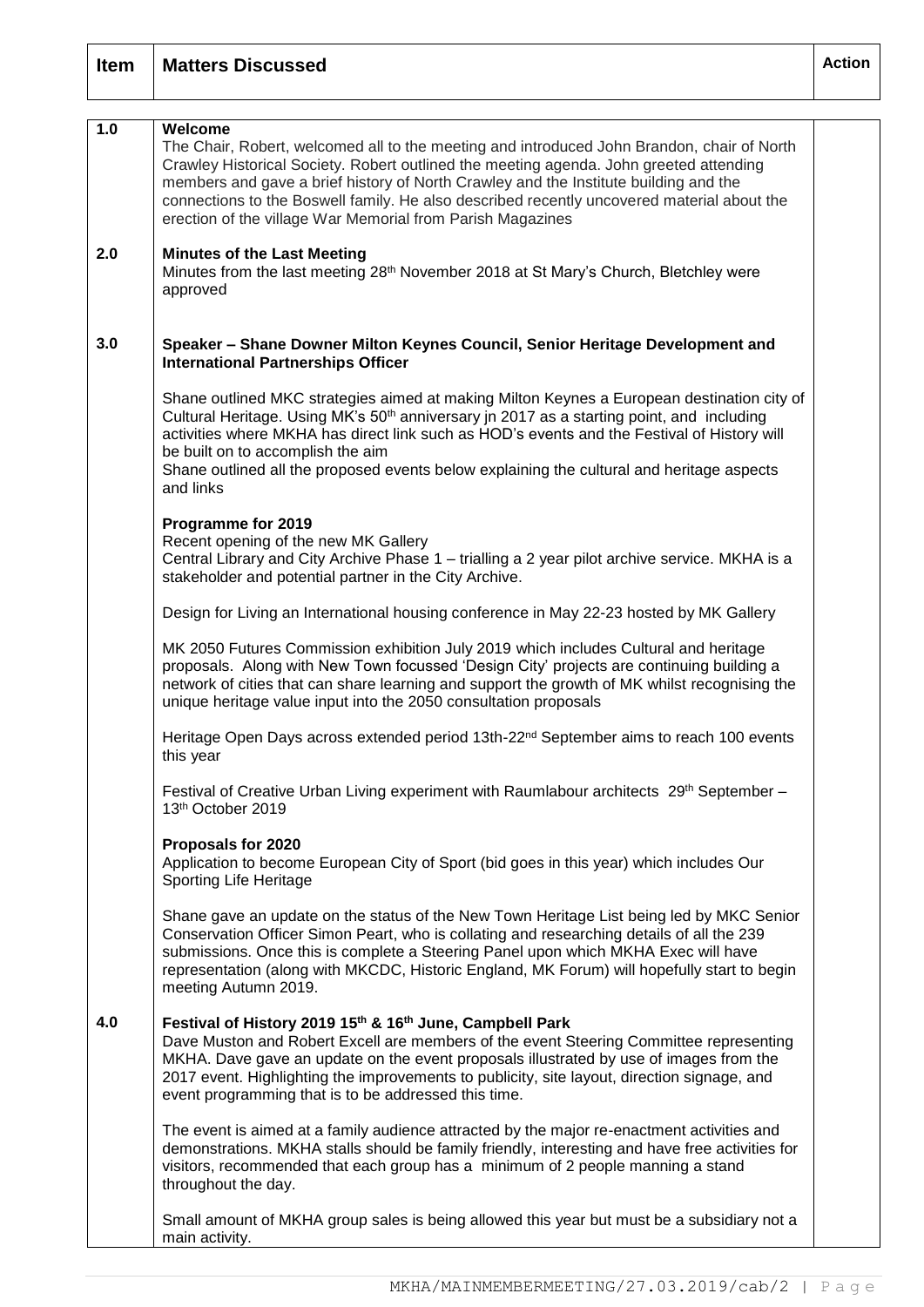| Item | Matters Discussed | Action |
|---|---|---|
| 1.0 | **Welcome**<br>The Chair, Robert, welcomed all to the meeting and introduced John Brandon, chair of North Crawley Historical Society. Robert outlined the meeting agenda. John greeted attending members and gave a brief history of North Crawley and the Institute building and the connections to the Boswell family. He also described recently uncovered material about the erection of the village War Memorial from Parish Magazines | |
| 2.0 | **Minutes of the Last Meeting**<br>Minutes from the last meeting 28th November 2018 at St Mary's Church, Bletchley were approved | |
| 3.0 | **Speaker – Shane Downer Milton Keynes Council, Senior Heritage Development and International Partnerships Officer**<br><br>Shane outlined MKC strategies aimed at making Milton Keynes a European destination city of Cultural Heritage. Using MK's 50th anniversary jn 2017 as a starting point, and including activities where MKHA has direct link such as HOD's events and the Festival of History will be built on to accomplish the aim<br>Shane outlined all the proposed events below explaining the cultural and heritage aspects and links<br><br>**Programme for 2019**<br>Recent opening of the new MK Gallery<br>Central Library and City Archive Phase 1 – trialling a 2 year pilot archive service. MKHA is a stakeholder and potential partner in the City Archive.<br><br>Design for Living an International housing conference in May 22-23 hosted by MK Gallery<br><br>MK 2050 Futures Commission exhibition July 2019 which includes Cultural and heritage proposals. Along with New Town focussed 'Design City' projects are continuing building a network of cities that can share learning and support the growth of MK whilst recognising the unique heritage value input into the 2050 consultation proposals<br><br>Heritage Open Days across extended period 13th-22nd September aims to reach 100 events this year<br><br>Festival of Creative Urban Living experiment with Raumlabour architects 29th September – 13th October 2019<br><br>**Proposals for 2020**<br>Application to become European City of Sport (bid goes in this year) which includes Our Sporting Life Heritage<br><br>Shane gave an update on the status of the New Town Heritage List being led by MKC Senior Conservation Officer Simon Peart, who is collating and researching details of all the 239 submissions. Once this is complete a Steering Panel upon which MKHA Exec will have representation (along with MKCDC, Historic England, MK Forum) will hopefully start to begin meeting Autumn 2019. | |
| 4.0 | **Festival of History 2019 15th & 16th June, Campbell Park**<br>Dave Muston and Robert Excell are members of the event Steering Committee representing MKHA. Dave gave an update on the event proposals illustrated by use of images from the 2017 event. Highlighting the improvements to publicity, site layout, direction signage, and event programming that is to be addressed this time.<br><br>The event is aimed at a family audience attracted by the major re-enactment activities and demonstrations. MKHA stalls should be family friendly, interesting and have free activities for visitors, recommended that each group has a minimum of 2 people manning a stand throughout the day.<br><br>Small amount of MKHA group sales is being allowed this year but must be a subsidiary not a main activity. | |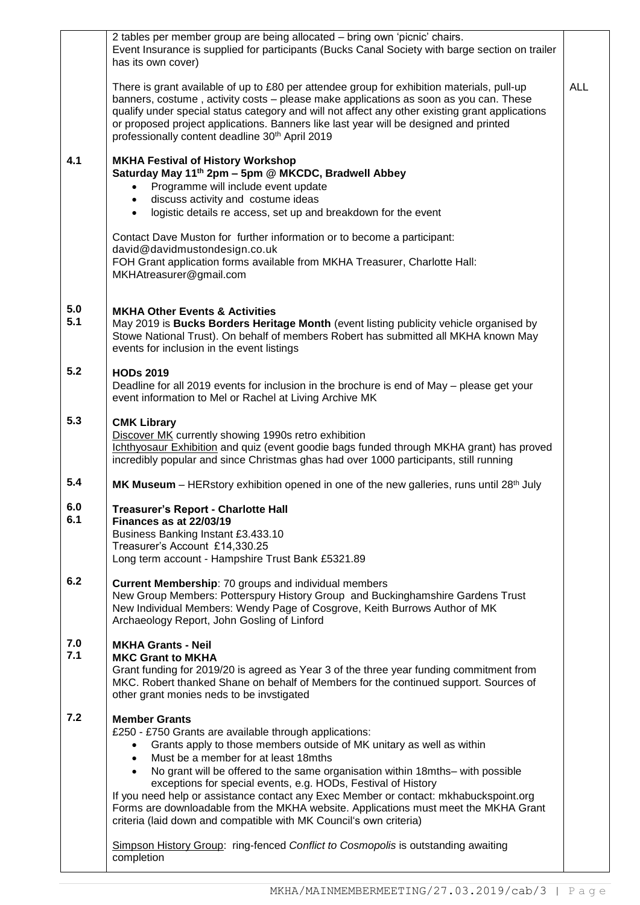|  |  |  |
|---|---|---|
|  | 2 tables per member group are being allocated – bring own 'picnic' chairs.<br>Event Insurance is supplied for participants (Bucks Canal Society with barge section on trailer has its own cover)<br><br>There is grant available of up to £80 per attendee group for exhibition materials, pull-up banners, costume , activity costs – please make applications as soon as you can. These qualify under special status category and will not affect any other existing grant applications or proposed project applications. Banners like last year will be designed and printed professionally content deadline 30th April 2019 | ALL |
| 4.1 | **MKHA Festival of History Workshop**<br>**Saturday May 11th 2pm – 5pm @ MKCDC, Bradwell Abbey**<br>• Programme will include event update<br>• discuss activity and costume ideas<br>• logistic details re access, set up and breakdown for the event<br><br>Contact Dave Muston for further information or to become a participant: david@davidmustondesign.co.uk<br>FOH Grant application forms available from MKHA Treasurer, Charlotte Hall: MKHAtreasurer@gmail.com |  |
| 5.0<br>5.1 | **MKHA Other Events & Activities**<br>May 2019 is **Bucks Borders Heritage Month** (event listing publicity vehicle organised by Stowe National Trust). On behalf of members Robert has submitted all MKHA known May events for inclusion in the event listings |  |
| 5.2 | **HODs 2019**<br>Deadline for all 2019 events for inclusion in the brochure is end of May – please get your event information to Mel or Rachel at Living Archive MK |  |
| 5.3 | **CMK Library**<br>Discover MK currently showing 1990s retro exhibition<br>Ichthyosaur Exhibition and quiz (event goodie bags funded through MKHA grant) has proved incredibly popular and since Christmas ghas had over 1000 participants, still running |  |
| 5.4 | **MK Museum** – HERstory exhibition opened in one of the new galleries, runs until 28th July |  |
| 6.0<br>6.1 | **Treasurer's Report - Charlotte Hall**<br>**Finances as at 22/03/19**<br>Business Banking Instant £3.433.10<br>Treasurer's Account £14,330.25<br>Long term account - Hampshire Trust Bank £5321.89 |  |
| 6.2 | **Current Membership**: 70 groups and individual members<br>New Group Members: Potterspury History Group and Buckinghamshire Gardens Trust<br>New Individual Members: Wendy Page of Cosgrove, Keith Burrows Author of MK Archaeology Report, John Gosling of Linford |  |
| 7.0<br>7.1 | **MKHA Grants - Neil**<br>**MKC Grant to MKHA**<br>Grant funding for 2019/20 is agreed as Year 3 of the three year funding commitment from MKC. Robert thanked Shane on behalf of Members for the continued support. Sources of other grant monies neds to be invstigated |  |
| 7.2 | **Member Grants**<br>£250 - £750 Grants are available through applications:<br>• Grants apply to those members outside of MK unitary as well as within<br>• Must be a member for at least 18mths<br>• No grant will be offered to the same organisation within 18mths– with possible exceptions for special events, e.g. HODs, Festival of History<br>If you need help or assistance contact any Exec Member or contact: mkhabuckspoint.org<br>Forms are downloadable from the MKHA website. Applications must meet the MKHA Grant criteria (laid down and compatible with MK Council's own criteria)<br><br>Simpson History Group: ring-fenced *Conflict to Cosmopolis* is outstanding awaiting completion |  |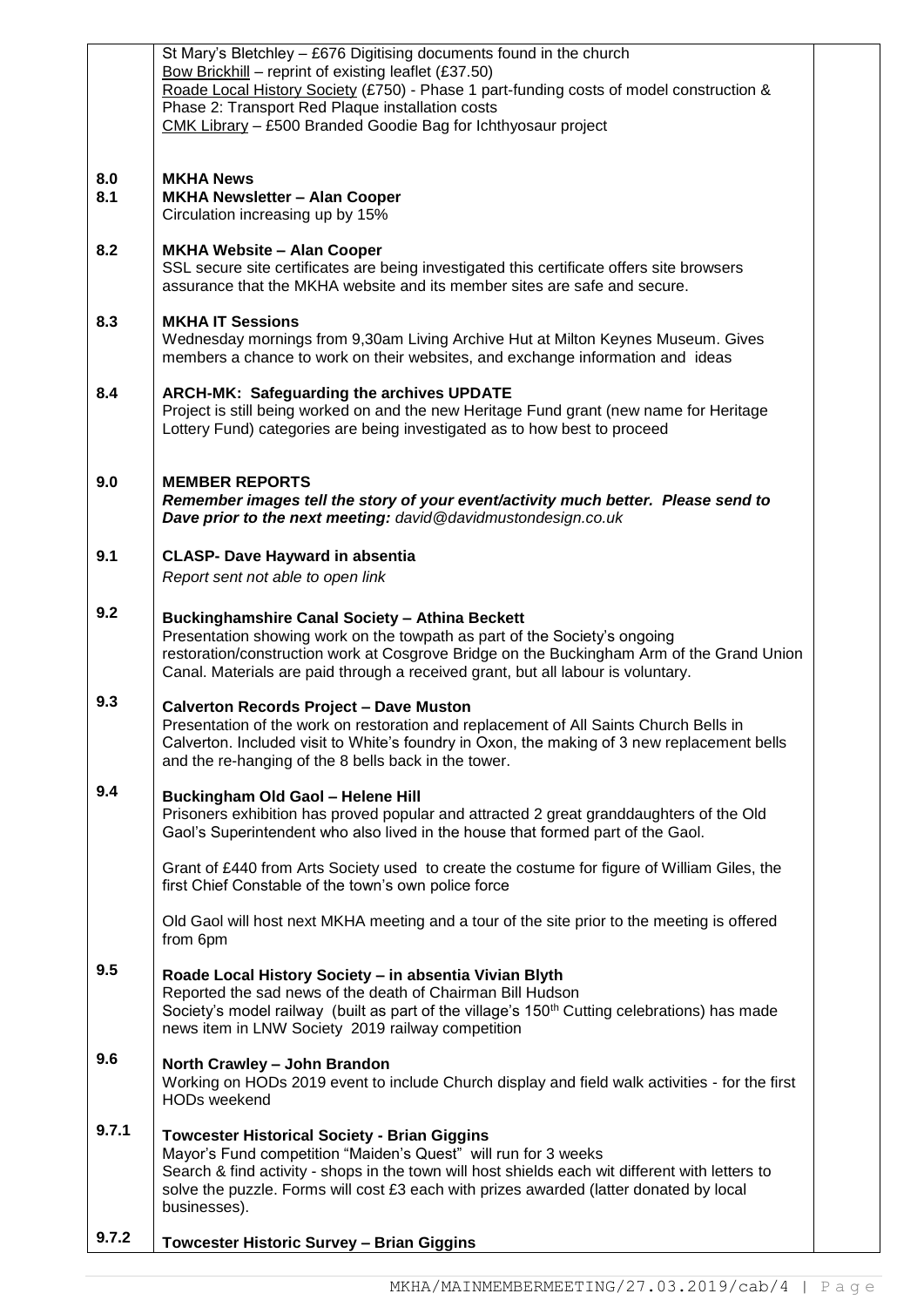St Mary's Bletchley – £676 Digitising documents found in the church
Bow Brickhill – reprint of existing leaflet (£37.50)
Roade Local History Society (£750) - Phase 1 part-funding costs of model construction & Phase 2: Transport Red Plaque installation costs
CMK Library – £500 Branded Goodie Bag for Ichthyosaur project

**8.0 MKHA News**

**8.1 MKHA Newsletter – Alan Cooper**
Circulation increasing up by 15%

**8.2 MKHA Website – Alan Cooper**
SSL secure site certificates are being investigated this certificate offers site browsers assurance that the MKHA website and its member sites are safe and secure.

**8.3 MKHA IT Sessions**
Wednesday mornings from 9,30am Living Archive Hut at Milton Keynes Museum. Gives members a chance to work on their websites, and exchange information and ideas

**8.4 ARCH-MK: Safeguarding the archives UPDATE**
Project is still being worked on and the new Heritage Fund grant (new name for Heritage Lottery Fund) categories are being investigated as to how best to proceed

**9.0 MEMBER REPORTS**
***Remember images tell the story of your event/activity much better. Please send to Dave prior to the next meeting:*** *david@davidmustondesign.co.uk*

**9.1 CLASP- Dave Hayward in absentia**
*Report sent not able to open link*

**9.2 Buckinghamshire Canal Society – Athina Beckett**
Presentation showing work on the towpath as part of the Society's ongoing restoration/construction work at Cosgrove Bridge on the Buckingham Arm of the Grand Union Canal. Materials are paid through a received grant, but all labour is voluntary.

**9.3 Calverton Records Project – Dave Muston**
Presentation of the work on restoration and replacement of All Saints Church Bells in Calverton. Included visit to White's foundry in Oxon, the making of 3 new replacement bells and the re-hanging of the 8 bells back in the tower.

**9.4 Buckingham Old Gaol – Helene Hill**
Prisoners exhibition has proved popular and attracted 2 great granddaughters of the Old Gaol's Superintendent who also lived in the house that formed part of the Gaol.

Grant of £440 from Arts Society used to create the costume for figure of William Giles, the first Chief Constable of the town's own police force

Old Gaol will host next MKHA meeting and a tour of the site prior to the meeting is offered from 6pm

**9.5 Roade Local History Society – in absentia Vivian Blyth**
Reported the sad news of the death of Chairman Bill Hudson
Society's model railway (built as part of the village's 150th Cutting celebrations) has made news item in LNW Society 2019 railway competition

**9.6 North Crawley – John Brandon**
Working on HODs 2019 event to include Church display and field walk activities - for the first HODs weekend

**9.7.1 Towcester Historical Society - Brian Giggins**
Mayor's Fund competition "Maiden's Quest" will run for 3 weeks
Search & find activity - shops in the town will host shields each wit different with letters to solve the puzzle. Forms will cost £3 each with prizes awarded (latter donated by local businesses).

**9.7.2 Towcester Historic Survey – Brian Giggins**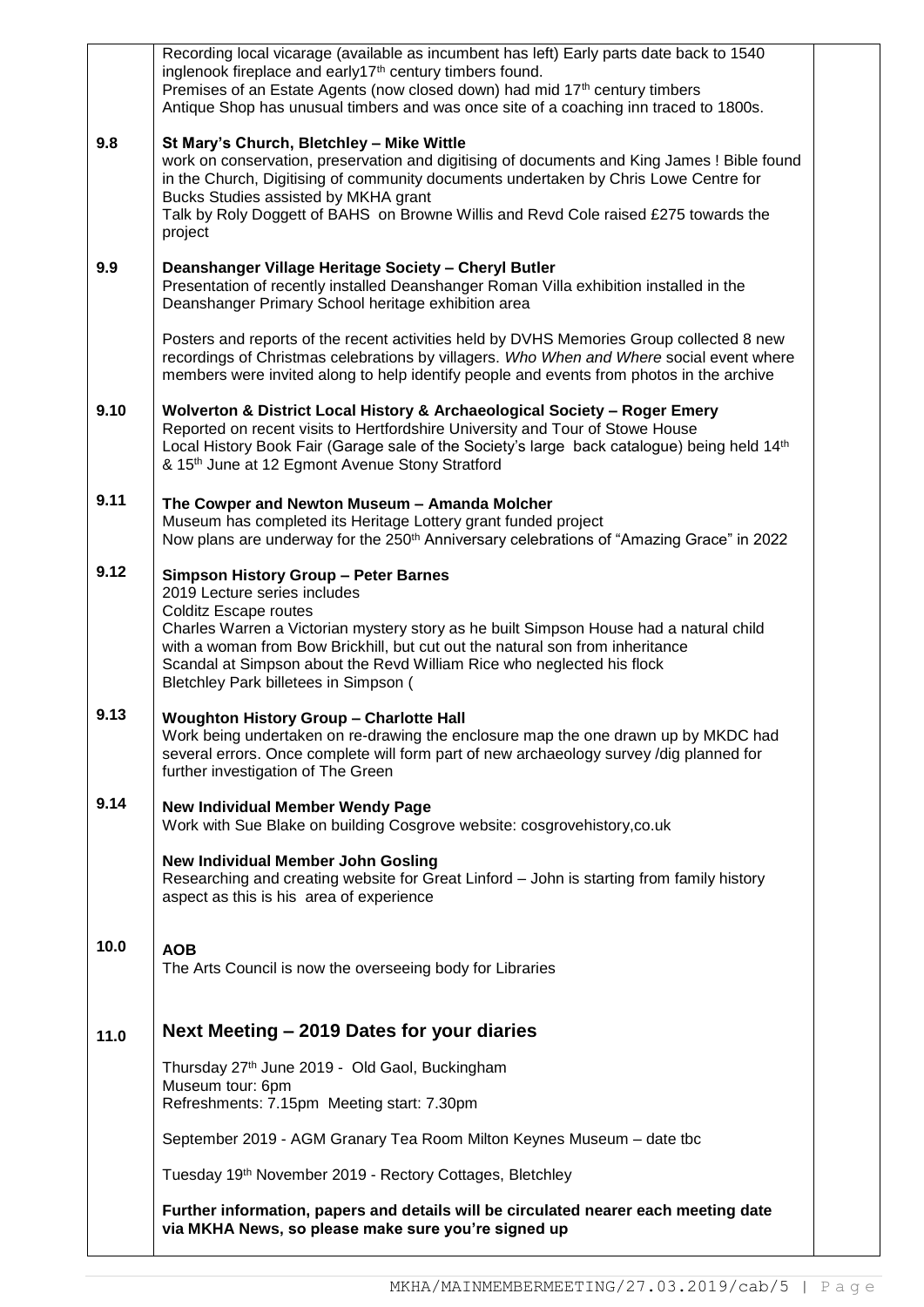| | | |
|---|---|---|
| | Recording local vicarage (available as incumbent has left) Early parts date back to 1540 inglenook fireplace and early17th century timbers found.<br>Premises of an Estate Agents (now closed down) had mid 17th century timbers<br>Antique Shop has unusual timbers and was once site of a coaching inn traced to 1800s. | |
| 9.8 | **St Mary's Church, Bletchley – Mike Wittle**<br>work on conservation, preservation and digitising of documents and King James ! Bible found in the Church, Digitising of community documents undertaken by Chris Lowe Centre for Bucks Studies assisted by MKHA grant<br>Talk by Roly Doggett of BAHS on Browne Willis and Revd Cole raised £275 towards the project | |
| 9.9 | **Deanshanger Village Heritage Society – Cheryl Butler**<br>Presentation of recently installed Deanshanger Roman Villa exhibition installed in the Deanshanger Primary School heritage exhibition area<br><br>Posters and reports of the recent activities held by DVHS Memories Group collected 8 new recordings of Christmas celebrations by villagers. *Who When and Where* social event where members were invited along to help identify people and events from photos in the archive | |
| 9.10 | **Wolverton & District Local History & Archaeological Society – Roger Emery**<br>Reported on recent visits to Hertfordshire University and Tour of Stowe House<br>Local History Book Fair (Garage sale of the Society's large back catalogue) being held 14th & 15th June at 12 Egmont Avenue Stony Stratford | |
| 9.11 | **The Cowper and Newton Museum – Amanda Molcher**<br>Museum has completed its Heritage Lottery grant funded project<br>Now plans are underway for the 250th Anniversary celebrations of "Amazing Grace" in 2022 | |
| 9.12 | **Simpson History Group – Peter Barnes**<br>2019 Lecture series includes<br>Colditz Escape routes<br>Charles Warren a Victorian mystery story as he built Simpson House had a natural child with a woman from Bow Brickhill, but cut out the natural son from inheritance<br>Scandal at Simpson about the Revd William Rice who neglected his flock<br>Bletchley Park billetees in Simpson ( | |
| 9.13 | **Woughton History Group – Charlotte Hall**<br>Work being undertaken on re-drawing the enclosure map the one drawn up by MKDC had several errors. Once complete will form part of new archaeology survey /dig planned for further investigation of The Green | |
| 9.14 | **New Individual Member Wendy Page**<br>Work with Sue Blake on building Cosgrove website: cosgrovehistory,co.uk<br><br>**New Individual Member John Gosling**<br>Researching and creating website for Great Linford – John is starting from family history aspect as this is his area of experience | |
| 10.0 | **AOB**<br>The Arts Council is now the overseeing body for Libraries | |
| 11.0 | **Next Meeting – 2019 Dates for your diaries**<br><br>Thursday 27th June 2019 - Old Gaol, Buckingham<br>Museum tour: 6pm<br>Refreshments: 7.15pm Meeting start: 7.30pm<br><br>September 2019 - AGM Granary Tea Room Milton Keynes Museum – date tbc<br><br>Tuesday 19th November 2019 - Rectory Cottages, Bletchley<br><br>**Further information, papers and details will be circulated nearer each meeting date via MKHA News, so please make sure you're signed up** | |

MKHA/MAINMEMBERMEETING/27.03.2019/cab/5